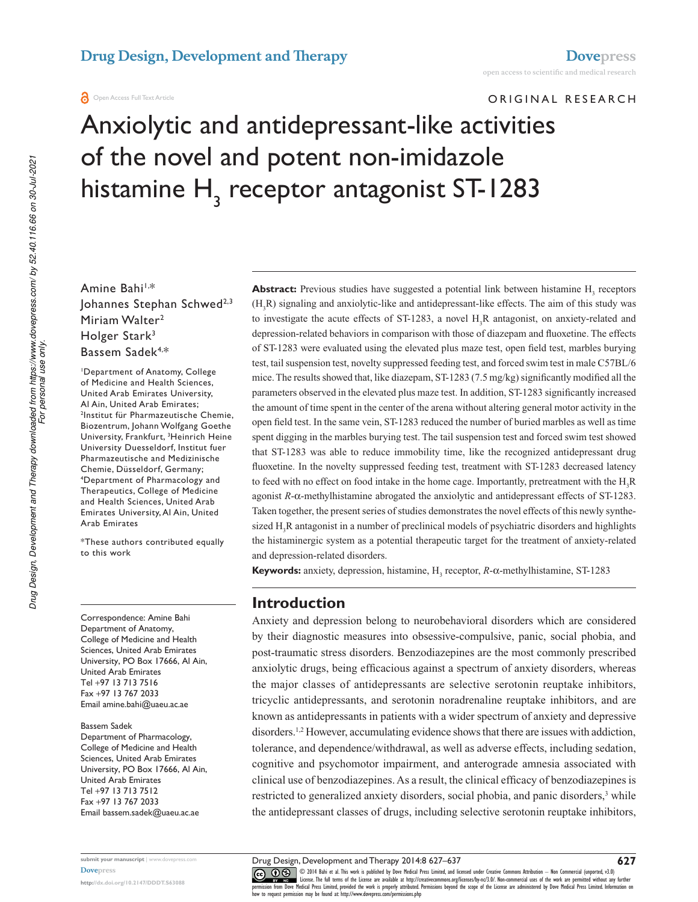Open Access Full Text Article

ORIGINAL RESEARCH

# Anxiolytic and antidepressant-like activities of the novel and potent non-imidazole histamine $H_3$ receptor antagonist ST-1283

Amine Bahi[1,*]
Johannes Stephan Schwed[2,3]
Miriam Walter[2]
Holger Stark[3]
Bassem Sadek[4,*]

[1]Department of Anatomy, College of Medicine and Health Sciences, United Arab Emirates University, Al Ain, United Arab Emirates; [2]Institut für Pharmazeutische Chemie, Biozentrum, Johann Wolfgang Goethe University, Frankfurt, [3]Heinrich Heine University Duesseldorf, Institut fuer Pharmazeutische und Medizinische Chemie, Düsseldorf, Germany; [4]Department of Pharmacology and Therapeutics, College of Medicine and Health Sciences, United Arab Emirates University, Al Ain, United Arab Emirates

*These authors contributed equally to this work

Correspondence: Amine Bahi
Department of Anatomy, College of Medicine and Health Sciences, United Arab Emirates University, PO Box 17666, Al Ain, United Arab Emirates
Tel +97 13 713 7516
Fax +97 13 767 2033
Email amine.bahi@uaeu.ac.ae

Bassem Sadek
Department of Pharmacology, College of Medicine and Health Sciences, United Arab Emirates University, PO Box 17666, Al Ain, United Arab Emirates
Tel +97 13 713 7512
Fax +97 13 767 2033
Email bassem.sadek@uaeu.ac.ae

**Abstract:** Previous studies have suggested a potential link between histamine $H_3$ receptors ($H_3R$) signaling and anxiolytic-like and antidepressant-like effects. The aim of this study was to investigate the acute effects of ST-1283, a novel $H_3R$ antagonist, on anxiety-related and depression-related behaviors in comparison with those of diazepam and fluoxetine. The effects of ST-1283 were evaluated using the elevated plus maze test, open field test, marbles burying test, tail suspension test, novelty suppressed feeding test, and forced swim test in male C57BL/6 mice. The results showed that, like diazepam, ST-1283 (7.5 mg/kg) significantly modified all the parameters observed in the elevated plus maze test. In addition, ST-1283 significantly increased the amount of time spent in the center of the arena without altering general motor activity in the open field test. In the same vein, ST-1283 reduced the number of buried marbles as well as time spent digging in the marbles burying test. The tail suspension test and forced swim test showed that ST-1283 was able to reduce immobility time, like the recognized antidepressant drug fluoxetine. In the novelty suppressed feeding test, treatment with ST-1283 decreased latency to feed with no effect on food intake in the home cage. Importantly, pretreatment with the $H_3R$ agonist *R*-α-methylhistamine abrogated the anxiolytic and antidepressant effects of ST-1283. Taken together, the present series of studies demonstrates the novel effects of this newly synthesized $H_3R$ antagonist in a number of preclinical models of psychiatric disorders and highlights the histaminergic system as a potential therapeutic target for the treatment of anxiety-related and depression-related disorders.

**Keywords:** anxiety, depression, histamine, $H_3$ receptor, *R*-α-methylhistamine, ST-1283

## Introduction

Anxiety and depression belong to neurobehavioral disorders which are considered by their diagnostic measures into obsessive-compulsive, panic, social phobia, and post-traumatic stress disorders. Benzodiazepines are the most commonly prescribed anxiolytic drugs, being efficacious against a spectrum of anxiety disorders, whereas the major classes of antidepressants are selective serotonin reuptake inhibitors, tricyclic antidepressants, and serotonin noradrenaline reuptake inhibitors, and are known as antidepressants in patients with a wider spectrum of anxiety and depressive disorders.[1,2] However, accumulating evidence shows that there are issues with addiction, tolerance, and dependence/withdrawal, as well as adverse effects, including sedation, cognitive and psychomotor impairment, and anterograde amnesia associated with clinical use of benzodiazepines. As a result, the clinical efficacy of benzodiazepines is restricted to generalized anxiety disorders, social phobia, and panic disorders,[3] while the antidepressant classes of drugs, including selective serotonin reuptake inhibitors,

© 2014 Bahi et al. This work is published by Dove Medical Press Limited, and licensed under Creative Commons Attribution – Non Commercial (unported, v3.0) License. The full terms of the License are available at http://creativecommons.org/licenses/by-nc/3.0/. Non-commercial uses of the work are permitted without any further permission from Dove Medical Press Limited, provided the work is properly attributed. Permissions beyond the scope of the License are administered by Dove Medical Press Limited. Information on how to request permission may be found at: http://www.dovepress.com/permissions.php

http://dx.doi.org/10.2147/DDDT.S63088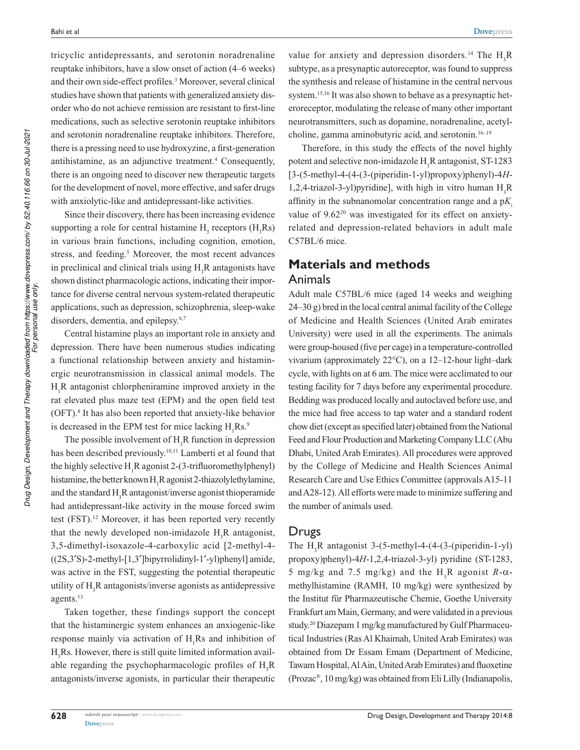tricyclic antidepressants, and serotonin noradrenaline reuptake inhibitors, have a slow onset of action (4–6 weeks) and their own side-effect profiles.[3] Moreover, several clinical studies have shown that patients with generalized anxiety disorder who do not achieve remission are resistant to first-line medications, such as selective serotonin reuptake inhibitors and serotonin noradrenaline reuptake inhibitors. Therefore, there is a pressing need to use hydroxyzine, a first-generation antihistamine, as an adjunctive treatment.[4] Consequently, there is an ongoing need to discover new therapeutic targets for the development of novel, more effective, and safer drugs with anxiolytic-like and antidepressant-like activities.

Since their discovery, there has been increasing evidence supporting a role for central histamine $H_3$ receptors ($H_3Rs$) in various brain functions, including cognition, emotion, stress, and feeding.[5] Moreover, the most recent advances in preclinical and clinical trials using $H_3R$ antagonists have shown distinct pharmacologic actions, indicating their importance for diverse central nervous system-related therapeutic applications, such as depression, schizophrenia, sleep-wake disorders, dementia, and epilepsy.[6,7]

Central histamine plays an important role in anxiety and depression. There have been numerous studies indicating a functional relationship between anxiety and histaminergic neurotransmission in classical animal models. The $H_1R$ antagonist chlorpheniramine improved anxiety in the rat elevated plus maze test (EPM) and the open field test (OFT).[8] It has also been reported that anxiety-like behavior is decreased in the EPM test for mice lacking $H_1Rs$.[9]

The possible involvement of $H_3R$ function in depression has been described previously.[10,11] Lamberti et al found that the highly selective $H_1R$ agonist 2-(3-trifluoromethylphenyl) histamine, the better known $H_1R$ agonist 2-thiazolylethylamine, and the standard $H_3R$ antagonist/inverse agonist thioperamide had antidepressant-like activity in the mouse forced swim test (FST).[12] Moreover, it has been reported very recently that the newly developed non-imidazole $H_3R$ antagonist, 3,5-dimethyl-isoxazole-4-carboxylic acid [2-methyl-4-((2S,3′S)-2-methyl-[1,3′]bipyrrolidinyl-1′-yl)phenyl] amide, was active in the FST, suggesting the potential therapeutic utility of $H_3R$ antagonists/inverse agonists as antidepressive agents.[13]

Taken together, these findings support the concept that the histaminergic system enhances an anxiogenic-like response mainly via activation of $H_1Rs$ and inhibition of $H_3Rs$. However, there is still quite limited information available regarding the psychopharmacologic profiles of $H_3R$ antagonists/inverse agonists, in particular their therapeutic value for anxiety and depression disorders.[14] The $H_3R$ subtype, as a presynaptic autoreceptor, was found to suppress the synthesis and release of histamine in the central nervous system.[15,16] It was also shown to behave as a presynaptic heteroreceptor, modulating the release of many other important neurotransmitters, such as dopamine, noradrenaline, acetylcholine, gamma aminobutyric acid, and serotonin.[16–19]

Therefore, in this study the effects of the novel highly potent and selective non-imidazole $H_3R$ antagonist, ST-1283 [3-(5-methyl-4-(4-(3-(piperidin-1-yl)propoxy)phenyl)-4*H*-1,2,4-triazol-3-yl)pyridine], with high in vitro human $H_3R$ affinity in the subnanomolar concentration range and a $pK_i$ value of 9.62[20] was investigated for its effect on anxiety-related and depression-related behaviors in adult male C57BL/6 mice.

## Materials and methods

### Animals

Adult male C57BL/6 mice (aged 14 weeks and weighing 24–30 g) bred in the local central animal facility of the College of Medicine and Health Sciences (United Arab emirates University) were used in all the experiments. The animals were group-housed (five per cage) in a temperature-controlled vivarium (approximately 22°C), on a 12–12-hour light–dark cycle, with lights on at 6 am. The mice were acclimated to our testing facility for 7 days before any experimental procedure. Bedding was produced locally and autoclaved before use, and the mice had free access to tap water and a standard rodent chow diet (except as specified later) obtained from the National Feed and Flour Production and Marketing Company LLC (Abu Dhabi, United Arab Emirates). All procedures were approved by the College of Medicine and Health Sciences Animal Research Care and Use Ethics Committee (approvals A15-11 and A28-12). All efforts were made to minimize suffering and the number of animals used.

### Drugs

The $H_3R$ antagonist 3-(5-methyl-4-(4-(3-(piperidin-1-yl) propoxy)phenyl)-4*H*-1,2,4-triazol-3-yl) pyridine (ST-1283, 5 mg/kg and 7.5 mg/kg) and the $H_3R$ agonist *R*-α-methylhistamine (RAMH, 10 mg/kg) were synthesized by the Institut für Pharmazeutische Chemie, Goethe University Frankfurt am Main, Germany, and were validated in a previous study.[20] Diazepam 1 mg/kg manufactured by Gulf Pharmaceutical Industries (Ras Al Khaimah, United Arab Emirates) was obtained from Dr Essam Emam (Department of Medicine, Tawam Hospital, Al Ain, United Arab Emirates) and fluoxetine (Prozac®, 10 mg/kg) was obtained from Eli Lilly (Indianapolis,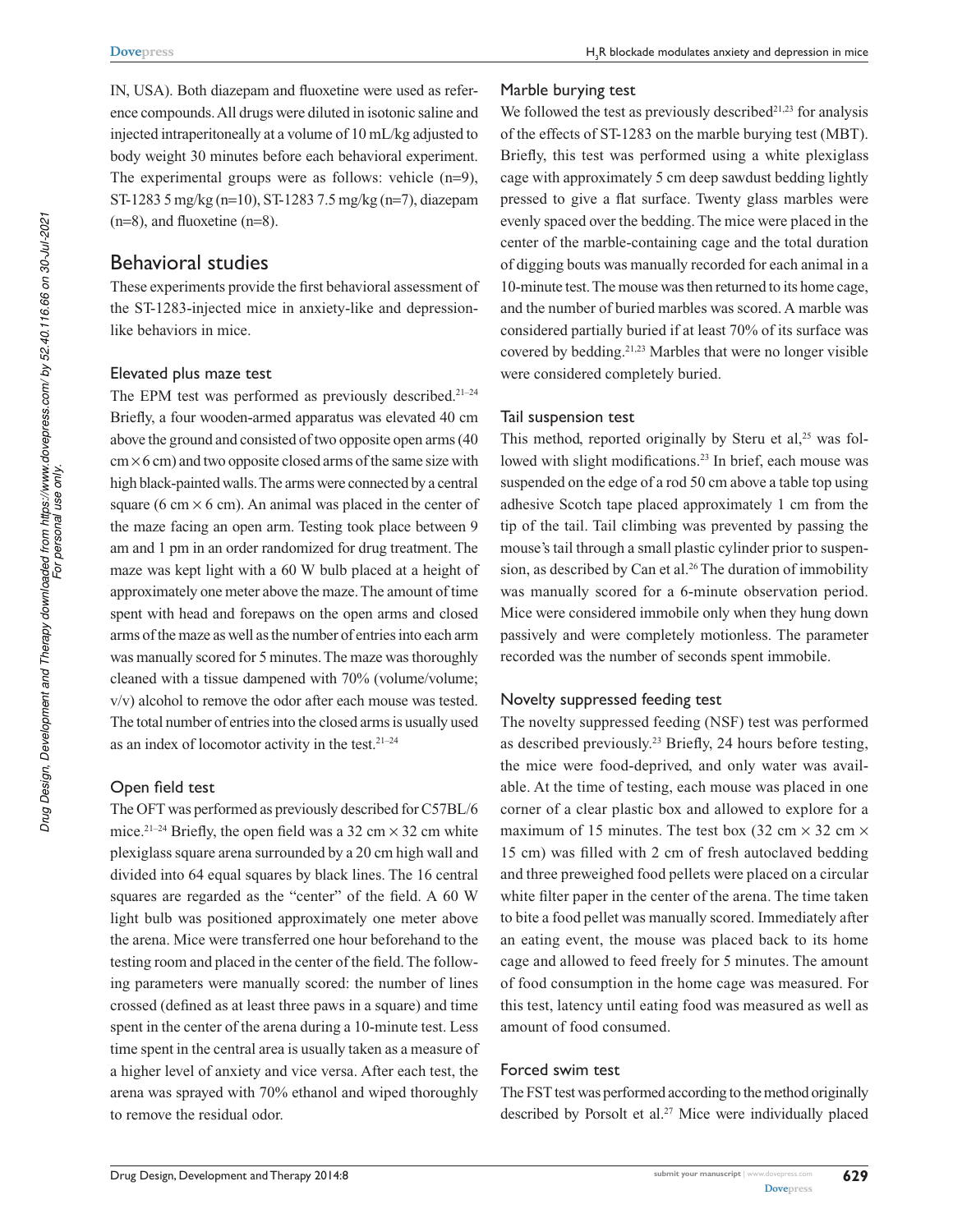IN, USA). Both diazepam and fluoxetine were used as reference compounds. All drugs were diluted in isotonic saline and injected intraperitoneally at a volume of 10 mL/kg adjusted to body weight 30 minutes before each behavioral experiment. The experimental groups were as follows: vehicle (n=9), ST-1283 5 mg/kg (n=10), ST-1283 7.5 mg/kg (n=7), diazepam (n=8), and fluoxetine (n=8).

## Behavioral studies

These experiments provide the first behavioral assessment of the ST-1283-injected mice in anxiety-like and depression-like behaviors in mice.

### Elevated plus maze test

The EPM test was performed as previously described.[21–24] Briefly, a four wooden-armed apparatus was elevated 40 cm above the ground and consisted of two opposite open arms (40 cm × 6 cm) and two opposite closed arms of the same size with high black-painted walls. The arms were connected by a central square (6 cm × 6 cm). An animal was placed in the center of the maze facing an open arm. Testing took place between 9 am and 1 pm in an order randomized for drug treatment. The maze was kept light with a 60 W bulb placed at a height of approximately one meter above the maze. The amount of time spent with head and forepaws on the open arms and closed arms of the maze as well as the number of entries into each arm was manually scored for 5 minutes. The maze was thoroughly cleaned with a tissue dampened with 70% (volume/volume; v/v) alcohol to remove the odor after each mouse was tested. The total number of entries into the closed arms is usually used as an index of locomotor activity in the test.[21–24]

### Open field test

The OFT was performed as previously described for C57BL/6 mice.[21–24] Briefly, the open field was a 32 cm × 32 cm white plexiglass square arena surrounded by a 20 cm high wall and divided into 64 equal squares by black lines. The 16 central squares are regarded as the "center" of the field. A 60 W light bulb was positioned approximately one meter above the arena. Mice were transferred one hour beforehand to the testing room and placed in the center of the field. The following parameters were manually scored: the number of lines crossed (defined as at least three paws in a square) and time spent in the center of the arena during a 10-minute test. Less time spent in the central area is usually taken as a measure of a higher level of anxiety and vice versa. After each test, the arena was sprayed with 70% ethanol and wiped thoroughly to remove the residual odor.

### Marble burying test

We followed the test as previously described[21,23] for analysis of the effects of ST-1283 on the marble burying test (MBT). Briefly, this test was performed using a white plexiglass cage with approximately 5 cm deep sawdust bedding lightly pressed to give a flat surface. Twenty glass marbles were evenly spaced over the bedding. The mice were placed in the center of the marble-containing cage and the total duration of digging bouts was manually recorded for each animal in a 10-minute test. The mouse was then returned to its home cage, and the number of buried marbles was scored. A marble was considered partially buried if at least 70% of its surface was covered by bedding.[21,23] Marbles that were no longer visible were considered completely buried.

### Tail suspension test

This method, reported originally by Steru et al,[25] was followed with slight modifications.[23] In brief, each mouse was suspended on the edge of a rod 50 cm above a table top using adhesive Scotch tape placed approximately 1 cm from the tip of the tail. Tail climbing was prevented by passing the mouse's tail through a small plastic cylinder prior to suspension, as described by Can et al.[26] The duration of immobility was manually scored for a 6-minute observation period. Mice were considered immobile only when they hung down passively and were completely motionless. The parameter recorded was the number of seconds spent immobile.

### Novelty suppressed feeding test

The novelty suppressed feeding (NSF) test was performed as described previously.[23] Briefly, 24 hours before testing, the mice were food-deprived, and only water was available. At the time of testing, each mouse was placed in one corner of a clear plastic box and allowed to explore for a maximum of 15 minutes. The test box (32 cm × 32 cm × 15 cm) was filled with 2 cm of fresh autoclaved bedding and three preweighed food pellets were placed on a circular white filter paper in the center of the arena. The time taken to bite a food pellet was manually scored. Immediately after an eating event, the mouse was placed back to its home cage and allowed to feed freely for 5 minutes. The amount of food consumption in the home cage was measured. For this test, latency until eating food was measured as well as amount of food consumed.

### Forced swim test

The FST test was performed according to the method originally described by Porsolt et al.[27] Mice were individually placed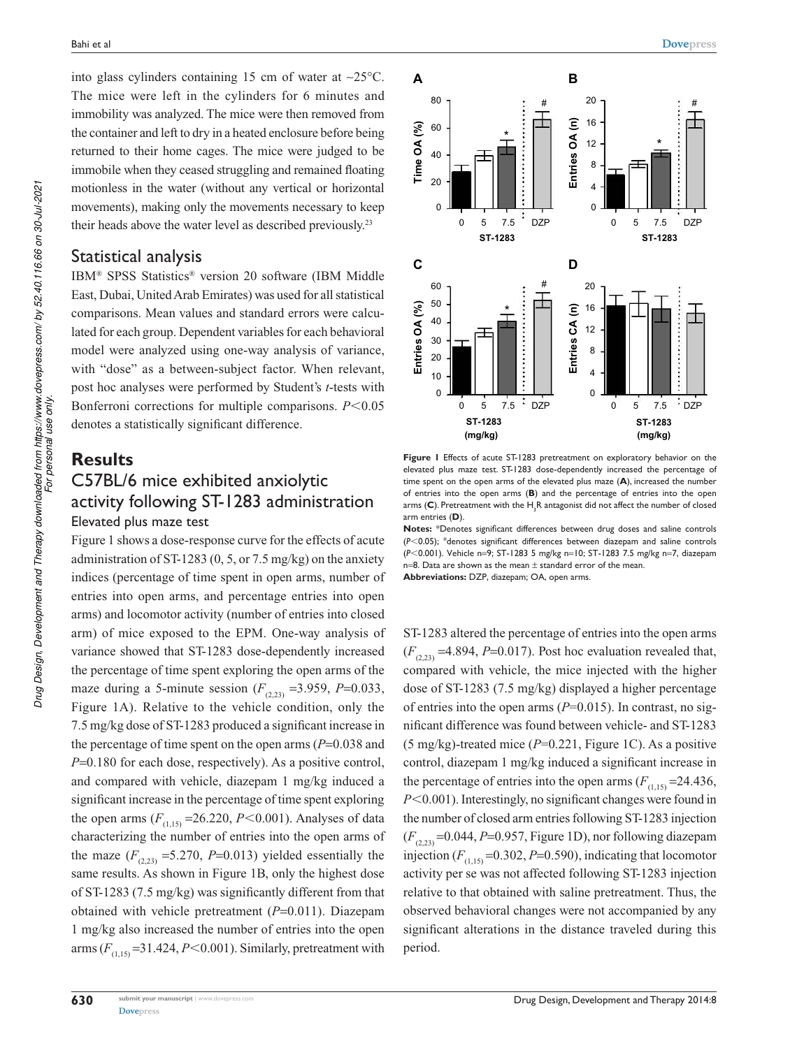into glass cylinders containing 15 cm of water at ~25°C. The mice were left in the cylinders for 6 minutes and immobility was analyzed. The mice were then removed from the container and left to dry in a heated enclosure before being returned to their home cages. The mice were judged to be immobile when they ceased struggling and remained floating motionless in the water (without any vertical or horizontal movements), making only the movements necessary to keep their heads above the water level as described previously.[23]

## Statistical analysis

IBM® SPSS Statistics® version 20 software (IBM Middle East, Dubai, United Arab Emirates) was used for all statistical comparisons. Mean values and standard errors were calculated for each group. Dependent variables for each behavioral model were analyzed using one-way analysis of variance, with "dose" as a between-subject factor. When relevant, post hoc analyses were performed by Student's *t*-tests with Bonferroni corrections for multiple comparisons. $P<0.05$ denotes a statistically significant difference.

# Results

## C57BL/6 mice exhibited anxiolytic activity following ST-1283 administration

### Elevated plus maze test

Figure 1 shows a dose-response curve for the effects of acute administration of ST-1283 (0, 5, or 7.5 mg/kg) on the anxiety indices (percentage of time spent in open arms, number of entries into open arms, and percentage entries into open arms) and locomotor activity (number of entries into closed arm) of mice exposed to the EPM. One-way analysis of variance showed that ST-1283 dose-dependently increased the percentage of time spent exploring the open arms of the maze during a 5-minute session ($F_{(2,23)}=3.959$, $P=0.033$, Figure 1A). Relative to the vehicle condition, only the 7.5 mg/kg dose of ST-1283 produced a significant increase in the percentage of time spent on the open arms ($P=0.038$ and $P=0.180$ for each dose, respectively). As a positive control, and compared with vehicle, diazepam 1 mg/kg induced a significant increase in the percentage of time spent exploring the open arms ($F_{(1,15)}=26.220$, $P<0.001$). Analyses of data characterizing the number of entries into the open arms of the maze ($F_{(2,23)}=5.270$, $P=0.013$) yielded essentially the same results. As shown in Figure 1B, only the highest dose of ST-1283 (7.5 mg/kg) was significantly different from that obtained with vehicle pretreatment ($P=0.011$). Diazepam 1 mg/kg also increased the number of entries into the open arms ($F_{(1,15)}=31.424$, $P<0.001$). Similarly, pretreatment with ST-1283 altered the percentage of entries into the open arms ($F_{(2,23)}=4.894$, $P=0.017$). Post hoc evaluation revealed that, compared with vehicle, the mice injected with the higher dose of ST-1283 (7.5 mg/kg) displayed a higher percentage of entries into the open arms ($P=0.015$). In contrast, no significant difference was found between vehicle- and ST-1283 (5 mg/kg)-treated mice ($P=0.221$, Figure 1C). As a positive control, diazepam 1 mg/kg induced a significant increase in the percentage of entries into the open arms ($F_{(1,15)}=24.436$, $P<0.001$). Interestingly, no significant changes were found in the number of closed arm entries following ST-1283 injection ($F_{(2,23)}=0.044$, $P=0.957$, Figure 1D), nor following diazepam injection ($F_{(1,15)}=0.302$, $P=0.590$), indicating that locomotor activity per se was not affected following ST-1283 injection relative to that obtained with saline pretreatment. Thus, the observed behavioral changes were not accompanied by any significant alterations in the distance traveled during this period.

**Figure 1** Effects of acute ST-1283 pretreatment on exploratory behavior on the elevated plus maze test. ST-1283 dose-dependently increased the percentage of time spent on the open arms of the elevated plus maze (**A**), increased the number of entries into the open arms (**B**) and the percentage of entries into the open arms (**C**). Pretreatment with the $H_3R$ antagonist did not affect the number of closed arm entries (**D**).

**Notes:** *Denotes significant differences between drug doses and saline controls ($P<0.05$); #denotes significant differences between diazepam and saline controls ($P<0.001$). Vehicle n=9; ST-1283 5 mg/kg n=10; ST-1283 7.5 mg/kg n=7, diazepam n=8. Data are shown as the mean ± standard error of the mean.

**Abbreviations:** DZP, diazepam; OA, open arms.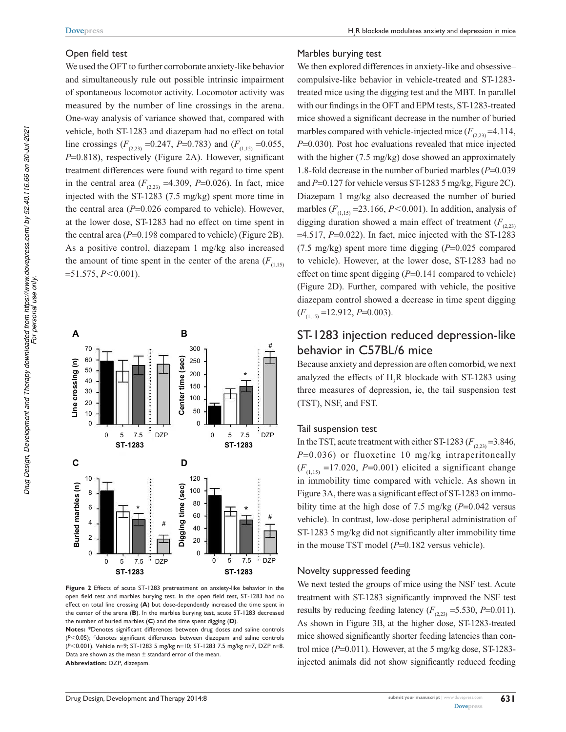### Open field test

We used the OFT to further corroborate anxiety-like behavior and simultaneously rule out possible intrinsic impairment of spontaneous locomotor activity. Locomotor activity was measured by the number of line crossings in the arena. One-way analysis of variance showed that, compared with vehicle, both ST-1283 and diazepam had no effect on total line crossings ($F_{(2,23)}$ =0.247, $P$=0.783) and ($F_{(1,15)}$ =0.055, $P$=0.818), respectively (Figure 2A). However, significant treatment differences were found with regard to time spent in the central area ($F_{(2,23)}$ =4.309, $P$=0.026). In fact, mice injected with the ST-1283 (7.5 mg/kg) spent more time in the central area ($P$=0.026 compared to vehicle). However, at the lower dose, ST-1283 had no effect on time spent in the central area ($P$=0.198 compared to vehicle) (Figure 2B). As a positive control, diazepam 1 mg/kg also increased the amount of time spent in the center of the arena ($F_{(1,15)}$ =51.575, $P$<0.001).

**Figure 2** Effects of acute ST-1283 pretreatment on anxiety-like behavior in the open field test and marbles burying test. In the open field test, ST-1283 had no effect on total line crossing (**A**) but dose-dependently increased the time spent in the center of the arena (**B**). In the marbles burying test, acute ST-1283 decreased the number of buried marbles (**C**) and the time spent digging (**D**).

**Notes:** *Denotes significant differences between drug doses and saline controls ($P$<0.05); #denotes significant differences between diazepam and saline controls ($P$<0.001). Vehicle n=9; ST-1283 5 mg/kg n=10; ST-1283 7.5 mg/kg n=7, DZP n=8. Data are shown as the mean ± standard error of the mean.

**Abbreviation:** DZP, diazepam.

### Marbles burying test

We then explored differences in anxiety-like and obsessive–compulsive-like behavior in vehicle-treated and ST-1283-treated mice using the digging test and the MBT. In parallel with our findings in the OFT and EPM tests, ST-1283-treated mice showed a significant decrease in the number of buried marbles compared with vehicle-injected mice ($F_{(2,23)}$ =4.114, $P$=0.030). Post hoc evaluations revealed that mice injected with the higher (7.5 mg/kg) dose showed an approximately 1.8-fold decrease in the number of buried marbles ($P$=0.039 and $P$=0.127 for vehicle versus ST-1283 5 mg/kg, Figure 2C). Diazepam 1 mg/kg also decreased the number of buried marbles ($F_{(1,15)}$ =23.166, $P$<0.001). In addition, analysis of digging duration showed a main effect of treatment ($F_{(2,23)}$ =4.517, $P$=0.022). In fact, mice injected with the ST-1283 (7.5 mg/kg) spent more time digging ($P$=0.025 compared to vehicle). However, at the lower dose, ST-1283 had no effect on time spent digging ($P$=0.141 compared to vehicle) (Figure 2D). Further, compared with vehicle, the positive diazepam control showed a decrease in time spent digging ($F_{(1,15)}$ =12.912, $P$=0.003).

## ST-1283 injection reduced depression-like behavior in C57BL/6 mice

Because anxiety and depression are often comorbid, we next analyzed the effects of $H_3$R blockade with ST-1283 using three measures of depression, ie, the tail suspension test (TST), NSF, and FST.

### Tail suspension test

In the TST, acute treatment with either ST-1283 ($F_{(2,23)}$ =3.846, $P$=0.036) or fluoxetine 10 mg/kg intraperitoneally ($F_{(1,15)}$ =17.020, $P$=0.001) elicited a significant change in immobility time compared with vehicle. As shown in Figure 3A, there was a significant effect of ST-1283 on immobility time at the high dose of 7.5 mg/kg ($P$=0.042 versus vehicle). In contrast, low-dose peripheral administration of ST-1283 5 mg/kg did not significantly alter immobility time in the mouse TST model ($P$=0.182 versus vehicle).

### Novelty suppressed feeding

We next tested the groups of mice using the NSF test. Acute treatment with ST-1283 significantly improved the NSF test results by reducing feeding latency ($F_{(2,23)}$ =5.530, $P$=0.011). As shown in Figure 3B, at the higher dose, ST-1283-treated mice showed significantly shorter feeding latencies than control mice ($P$=0.011). However, at the 5 mg/kg dose, ST-1283-injected animals did not show significantly reduced feeding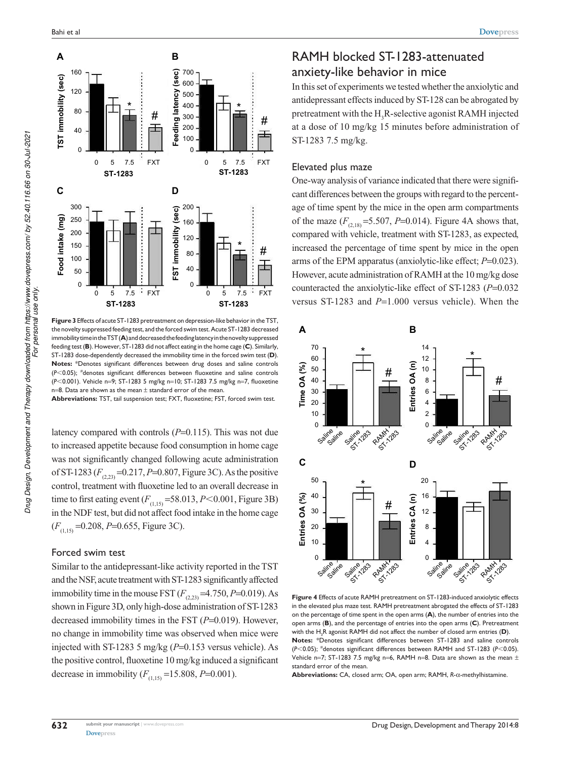**Figure 3** Effects of acute ST-1283 pretreatment on depression-like behavior in the TST, the novelty suppressed feeding test, and the forced swim test. Acute ST-1283 decreased immobility time in the TST (**A**) and decreased the feeding latency in the novelty suppressed feeding test (**B**). However, ST-1283 did not affect eating in the home cage (**C**). Similarly, ST-1283 dose-dependently decreased the immobility time in the forced swim test (**D**).
**Notes:** *Denotes significant differences between drug doses and saline controls ($P<0.05$); #denotes significant differences between fluoxetine and saline controls ($P<0.001$). Vehicle n=9; ST-1283 5 mg/kg n=10; ST-1283 7.5 mg/kg n=7, fluoxetine n=8. Data are shown as the mean ± standard error of the mean.
**Abbreviations:** TST, tail suspension test; FXT, fluoxetine; FST, forced swim test.

latency compared with controls ($P=0.115$). This was not due to increased appetite because food consumption in home cage was not significantly changed following acute administration of ST-1283 ($F_{(2,23)}=0.217$, $P=0.807$, Figure 3C). As the positive control, treatment with fluoxetine led to an overall decrease in time to first eating event ($F_{(1,15)}=58.013$, $P<0.001$, Figure 3B) in the NDF test, but did not affect food intake in the home cage ($F_{(1,15)}=0.208$, $P=0.655$, Figure 3C).

### Forced swim test

Similar to the antidepressant-like activity reported in the TST and the NSF, acute treatment with ST-1283 significantly affected immobility time in the mouse FST ($F_{(2,23)}=4.750$, $P=0.019$). As shown in Figure 3D, only high-dose administration of ST-1283 decreased immobility times in the FST ($P=0.019$). However, no change in immobility time was observed when mice were injected with ST-1283 5 mg/kg ($P=0.153$ versus vehicle). As the positive control, fluoxetine 10 mg/kg induced a significant decrease in immobility ($F_{(1,15)}=15.808$, $P=0.001$).

## RAMH blocked ST-1283-attenuated anxiety-like behavior in mice

In this set of experiments we tested whether the anxiolytic and antidepressant effects induced by ST-128 can be abrogated by pretreatment with the $H_3R$-selective agonist RAMH injected at a dose of 10 mg/kg 15 minutes before administration of ST-1283 7.5 mg/kg.

### Elevated plus maze

One-way analysis of variance indicated that there were significant differences between the groups with regard to the percentage of time spent by the mice in the open arm compartments of the maze ($F_{(2,18)}=5.507$, $P=0.014$). Figure 4A shows that, compared with vehicle, treatment with ST-1283, as expected, increased the percentage of time spent by mice in the open arms of the EPM apparatus (anxiolytic-like effect; $P=0.023$). However, acute administration of RAMH at the 10 mg/kg dose counteracted the anxiolytic-like effect of ST-1283 ($P=0.032$ versus ST-1283 and $P=1.000$ versus vehicle). When the

**Figure 4** Effects of acute RAMH pretreatment on ST-1283-induced anxiolytic effects in the elevated plus maze test. RAMH pretreatment abrogated the effects of ST-1283 on the percentage of time spent on the open arms (**A**), the number of entries into the open arms (**B**), and the percentage of entries into the open arms (**C**). Pretreatment with the $H_3R$ agonist RAMH did not affect the number of closed arm entries (**D**).
**Notes:** *Denotes significant differences between ST-1283 and saline controls ($P<0.05$); #denotes significant differences between RAMH and ST-1283 ($P<0.05$). Vehicle n=7; ST-1283 7.5 mg/kg n=6, RAMH n=8. Data are shown as the mean ± standard error of the mean.
**Abbreviations:** CA, closed arm; OA, open arm; RAMH, *R*-α-methylhistamine.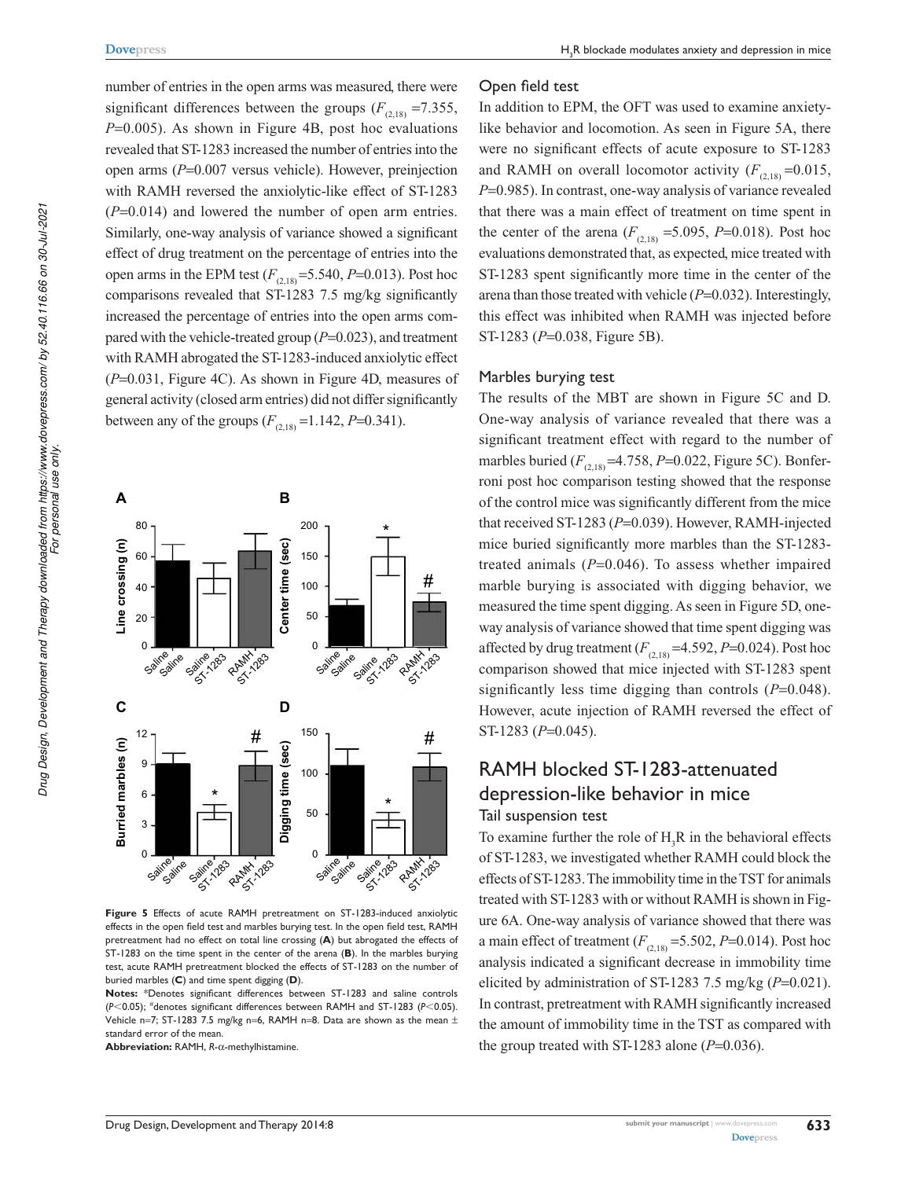number of entries in the open arms was measured, there were significant differences between the groups ($F_{(2,18)}$ =7.355, *P*=0.005). As shown in Figure 4B, post hoc evaluations revealed that ST-1283 increased the number of entries into the open arms (*P*=0.007 versus vehicle). However, preinjection with RAMH reversed the anxiolytic-like effect of ST-1283 (*P*=0.014) and lowered the number of open arm entries. Similarly, one-way analysis of variance showed a significant effect of drug treatment on the percentage of entries into the open arms in the EPM test ($F_{(2,18)}$=5.540, *P*=0.013). Post hoc comparisons revealed that ST-1283 7.5 mg/kg significantly increased the percentage of entries into the open arms compared with the vehicle-treated group (*P*=0.023), and treatment with RAMH abrogated the ST-1283-induced anxiolytic effect (*P*=0.031, Figure 4C). As shown in Figure 4D, measures of general activity (closed arm entries) did not differ significantly between any of the groups ($F_{(2,18)}$ =1.142, *P*=0.341).

**Figure 5** Effects of acute RAMH pretreatment on ST-1283-induced anxiolytic effects in the open field test and marbles burying test. In the open field test, RAMH pretreatment had no effect on total line crossing (**A**) but abrogated the effects of ST-1283 on the time spent in the center of the arena (**B**). In the marbles burying test, acute RAMH pretreatment blocked the effects of ST-1283 on the number of buried marbles (**C**) and time spent digging (**D**).

**Notes:** *Denotes significant differences between ST-1283 and saline controls (*P*<0.05); #denotes significant differences between RAMH and ST-1283 (*P*<0.05). Vehicle n=7; ST-1283 7.5 mg/kg n=6, RAMH n=8. Data are shown as the mean ± standard error of the mean.

**Abbreviation:** RAMH, *R*-α-methylhistamine.

### Open field test

In addition to EPM, the OFT was used to examine anxiety-like behavior and locomotion. As seen in Figure 5A, there were no significant effects of acute exposure to ST-1283 and RAMH on overall locomotor activity ($F_{(2,18)}$ =0.015, *P*=0.985). In contrast, one-way analysis of variance revealed that there was a main effect of treatment on time spent in the center of the arena ($F_{(2,18)}$ =5.095, *P*=0.018). Post hoc evaluations demonstrated that, as expected, mice treated with ST-1283 spent significantly more time in the center of the arena than those treated with vehicle (*P*=0.032). Interestingly, this effect was inhibited when RAMH was injected before ST-1283 (*P*=0.038, Figure 5B).

### Marbles burying test

The results of the MBT are shown in Figure 5C and D. One-way analysis of variance revealed that there was a significant treatment effect with regard to the number of marbles buried ($F_{(2,18)}$=4.758, *P*=0.022, Figure 5C). Bonferroni post hoc comparison testing showed that the response of the control mice was significantly different from the mice that received ST-1283 (*P*=0.039). However, RAMH-injected mice buried significantly more marbles than the ST-1283-treated animals (*P*=0.046). To assess whether impaired marble burying is associated with digging behavior, we measured the time spent digging. As seen in Figure 5D, one-way analysis of variance showed that time spent digging was affected by drug treatment ($F_{(2,18)}$ =4.592, *P*=0.024). Post hoc comparison showed that mice injected with ST-1283 spent significantly less time digging than controls (*P*=0.048). However, acute injection of RAMH reversed the effect of ST-1283 (*P*=0.045).

## RAMH blocked ST-1283-attenuated depression-like behavior in mice

### Tail suspension test

To examine further the role of $H_3R$ in the behavioral effects of ST-1283, we investigated whether RAMH could block the effects of ST-1283. The immobility time in the TST for animals treated with ST-1283 with or without RAMH is shown in Figure 6A. One-way analysis of variance showed that there was a main effect of treatment ($F_{(2,18)}$ =5.502, *P*=0.014). Post hoc analysis indicated a significant decrease in immobility time elicited by administration of ST-1283 7.5 mg/kg (*P*=0.021). In contrast, pretreatment with RAMH significantly increased the amount of immobility time in the TST as compared with the group treated with ST-1283 alone (*P*=0.036).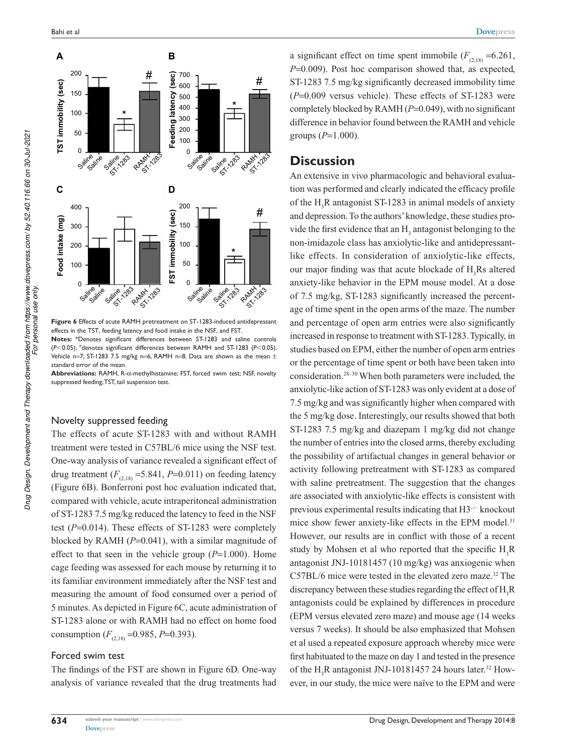**Figure 6** Effects of acute RAMH pretreatment on ST-1283-induced antidepressant effects in the TST, feeding latency and food intake in the NSF, and FST.

**Notes:** *Denotes significant differences between ST-1283 and saline controls ($P<0.05$); #denotes significant differences between RAMH and ST-1283 ($P<0.05$). Vehicle n=7; ST-1283 7.5 mg/kg n=6, RAMH n=8. Data are shown as the mean ± standard error of the mean.

**Abbreviations:** RAMH, R-α-methylhistamine; FST, forced swim test; NSF, novelty suppressed feeding; TST, tail suspension test.

### Novelty suppressed feeding

The effects of acute ST-1283 with and without RAMH treatment were tested in C57BL/6 mice using the NSF test. One-way analysis of variance revealed a significant effect of drug treatment ($F_{(2,18)}=5.841$, $P=0.011$) on feeding latency (Figure 6B). Bonferroni post hoc evaluation indicated that, compared with vehicle, acute intraperitoneal administration of ST-1283 7.5 mg/kg reduced the latency to feed in the NSF test ($P=0.014$). These effects of ST-1283 were completely blocked by RAMH ($P=0.041$), with a similar magnitude of effect to that seen in the vehicle group ($P=1.000$). Home cage feeding was assessed for each mouse by returning it to its familiar environment immediately after the NSF test and measuring the amount of food consumed over a period of 5 minutes. As depicted in Figure 6C, acute administration of ST-1283 alone or with RAMH had no effect on home food consumption ($F_{(2,18)}=0.985$, $P=0.393$).

### Forced swim test

The findings of the FST are shown in Figure 6D. One-way analysis of variance revealed that the drug treatments had a significant effect on time spent immobile ($F_{(2,18)}=6.261$, $P=0.009$). Post hoc comparison showed that, as expected, ST-1283 7.5 mg/kg significantly decreased immobility time ($P=0.009$ versus vehicle). These effects of ST-1283 were completely blocked by RAMH ($P=0.049$), with no significant difference in behavior found between the RAMH and vehicle groups ($P=1.000$).

## Discussion

An extensive in vivo pharmacologic and behavioral evaluation was performed and clearly indicated the efficacy profile of the $H_3R$ antagonist ST-1283 in animal models of anxiety and depression. To the authors' knowledge, these studies provide the first evidence that an $H_3$ antagonist belonging to the non-imidazole class has anxiolytic-like and antidepressant-like effects. In consideration of anxiolytic-like effects, our major finding was that acute blockade of $H_3Rs$ altered anxiety-like behavior in the EPM mouse model. At a dose of 7.5 mg/kg, ST-1283 significantly increased the percentage of time spent in the open arms of the maze. The number and percentage of open arm entries were also significantly increased in response to treatment with ST-1283. Typically, in studies based on EPM, either the number of open arm entries or the percentage of time spent or both have been taken into consideration.[28–30] When both parameters were included, the anxiolytic-like action of ST-1283 was only evident at a dose of 7.5 mg/kg and was significantly higher when compared with the 5 mg/kg dose. Interestingly, our results showed that both ST-1283 7.5 mg/kg and diazepam 1 mg/kg did not change the number of entries into the closed arms, thereby excluding the possibility of artifactual changes in general behavior or activity following pretreatment with ST-1283 as compared with saline pretreatment. The suggestion that the changes are associated with anxiolytic-like effects is consistent with previous experimental results indicating that $H3^{-/-}$ knockout mice show fewer anxiety-like effects in the EPM model.[31] However, our results are in conflict with those of a recent study by Mohsen et al who reported that the specific $H_3R$ antagonist JNJ-10181457 (10 mg/kg) was anxiogenic when C57BL/6 mice were tested in the elevated zero maze.[32] The discrepancy between these studies regarding the effect of $H_3R$ antagonists could be explained by differences in procedure (EPM versus elevated zero maze) and mouse age (14 weeks versus 7 weeks). It should be also emphasized that Mohsen et al used a repeated exposure approach whereby mice were first habituated to the maze on day 1 and tested in the presence of the $H_3R$ antagonist JNJ-10181457 24 hours later.[32] However, in our study, the mice were naïve to the EPM and were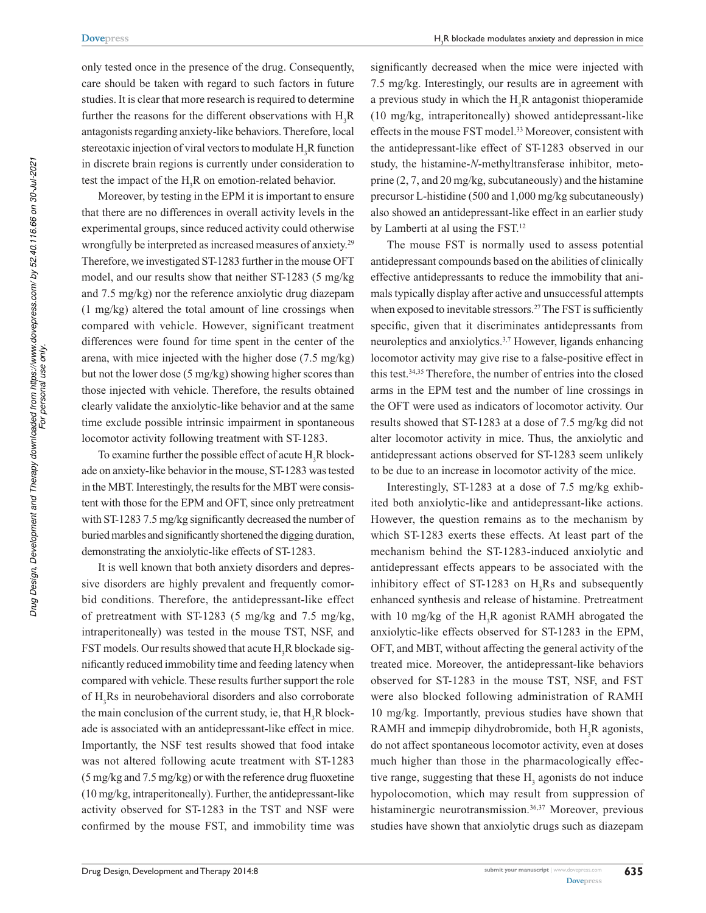only tested once in the presence of the drug. Consequently, care should be taken with regard to such factors in future studies. It is clear that more research is required to determine further the reasons for the different observations with $H_3R$ antagonists regarding anxiety-like behaviors. Therefore, local stereotaxic injection of viral vectors to modulate $H_3R$ function in discrete brain regions is currently under consideration to test the impact of the $H_3R$ on emotion-related behavior.

Moreover, by testing in the EPM it is important to ensure that there are no differences in overall activity levels in the experimental groups, since reduced activity could otherwise wrongfully be interpreted as increased measures of anxiety.[29] Therefore, we investigated ST-1283 further in the mouse OFT model, and our results show that neither ST-1283 (5 mg/kg and 7.5 mg/kg) nor the reference anxiolytic drug diazepam (1 mg/kg) altered the total amount of line crossings when compared with vehicle. However, significant treatment differences were found for time spent in the center of the arena, with mice injected with the higher dose (7.5 mg/kg) but not the lower dose (5 mg/kg) showing higher scores than those injected with vehicle. Therefore, the results obtained clearly validate the anxiolytic-like behavior and at the same time exclude possible intrinsic impairment in spontaneous locomotor activity following treatment with ST-1283.

To examine further the possible effect of acute $H_3R$ blockade on anxiety-like behavior in the mouse, ST-1283 was tested in the MBT. Interestingly, the results for the MBT were consistent with those for the EPM and OFT, since only pretreatment with ST-1283 7.5 mg/kg significantly decreased the number of buried marbles and significantly shortened the digging duration, demonstrating the anxiolytic-like effects of ST-1283.

It is well known that both anxiety disorders and depressive disorders are highly prevalent and frequently comorbid conditions. Therefore, the antidepressant-like effect of pretreatment with ST-1283 (5 mg/kg and 7.5 mg/kg, intraperitoneally) was tested in the mouse TST, NSF, and FST models. Our results showed that acute $H_3R$ blockade significantly reduced immobility time and feeding latency when compared with vehicle. These results further support the role of $H_3Rs$ in neurobehavioral disorders and also corroborate the main conclusion of the current study, ie, that $H_3R$ blockade is associated with an antidepressant-like effect in mice. Importantly, the NSF test results showed that food intake was not altered following acute treatment with ST-1283 (5 mg/kg and 7.5 mg/kg) or with the reference drug fluoxetine (10 mg/kg, intraperitoneally). Further, the antidepressant-like activity observed for ST-1283 in the TST and NSF were confirmed by the mouse FST, and immobility time was significantly decreased when the mice were injected with 7.5 mg/kg. Interestingly, our results are in agreement with a previous study in which the $H_3R$ antagonist thioperamide (10 mg/kg, intraperitoneally) showed antidepressant-like effects in the mouse FST model.[33] Moreover, consistent with the antidepressant-like effect of ST-1283 observed in our study, the histamine-*N*-methyltransferase inhibitor, metoprine (2, 7, and 20 mg/kg, subcutaneously) and the histamine precursor L-histidine (500 and 1,000 mg/kg subcutaneously) also showed an antidepressant-like effect in an earlier study by Lamberti at al using the FST.[12]

The mouse FST is normally used to assess potential antidepressant compounds based on the abilities of clinically effective antidepressants to reduce the immobility that animals typically display after active and unsuccessful attempts when exposed to inevitable stressors.[27] The FST is sufficiently specific, given that it discriminates antidepressants from neuroleptics and anxiolytics.[3,7] However, ligands enhancing locomotor activity may give rise to a false-positive effect in this test.[34,35] Therefore, the number of entries into the closed arms in the EPM test and the number of line crossings in the OFT were used as indicators of locomotor activity. Our results showed that ST-1283 at a dose of 7.5 mg/kg did not alter locomotor activity in mice. Thus, the anxiolytic and antidepressant actions observed for ST-1283 seem unlikely to be due to an increase in locomotor activity of the mice.

Interestingly, ST-1283 at a dose of 7.5 mg/kg exhibited both anxiolytic-like and antidepressant-like actions. However, the question remains as to the mechanism by which ST-1283 exerts these effects. At least part of the mechanism behind the ST-1283-induced anxiolytic and antidepressant effects appears to be associated with the inhibitory effect of ST-1283 on $H_3Rs$ and subsequently enhanced synthesis and release of histamine. Pretreatment with 10 mg/kg of the $H_3R$ agonist RAMH abrogated the anxiolytic-like effects observed for ST-1283 in the EPM, OFT, and MBT, without affecting the general activity of the treated mice. Moreover, the antidepressant-like behaviors observed for ST-1283 in the mouse TST, NSF, and FST were also blocked following administration of RAMH 10 mg/kg. Importantly, previous studies have shown that RAMH and immepip dihydrobromide, both $H_3R$ agonists, do not affect spontaneous locomotor activity, even at doses much higher than those in the pharmacologically effective range, suggesting that these $H_3$ agonists do not induce hypolocomotion, which may result from suppression of histaminergic neurotransmission.[36,37] Moreover, previous studies have shown that anxiolytic drugs such as diazepam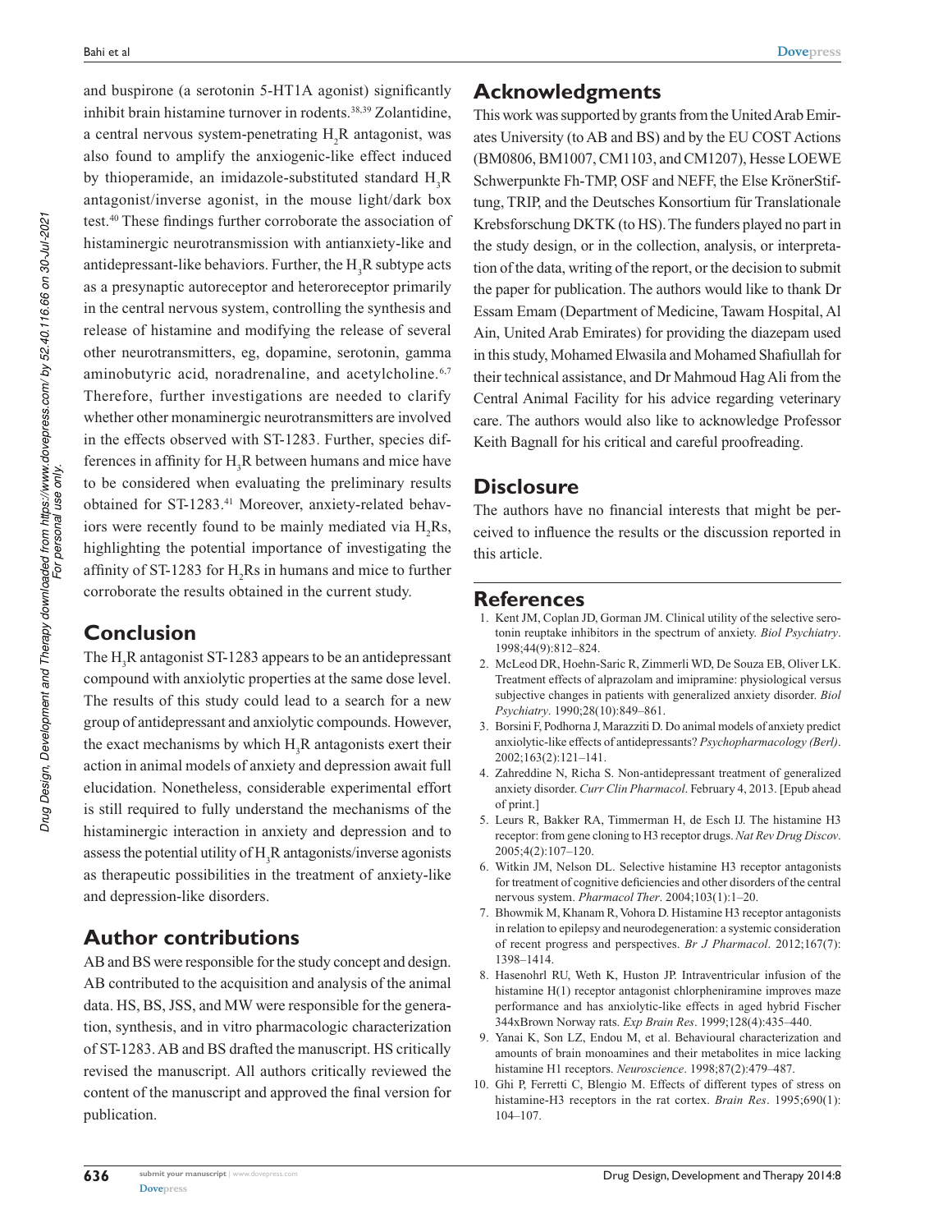and buspirone (a serotonin 5-HT1A agonist) significantly inhibit brain histamine turnover in rodents.[38,39] Zolantidine, a central nervous system-penetrating $H_2R$ antagonist, was also found to amplify the anxiogenic-like effect induced by thioperamide, an imidazole-substituted standard $H_3R$ antagonist/inverse agonist, in the mouse light/dark box test.[40] These findings further corroborate the association of histaminergic neurotransmission with antianxiety-like and antidepressant-like behaviors. Further, the $H_3R$ subtype acts as a presynaptic autoreceptor and heteroreceptor primarily in the central nervous system, controlling the synthesis and release of histamine and modifying the release of several other neurotransmitters, eg, dopamine, serotonin, gamma aminobutyric acid, noradrenaline, and acetylcholine.[6,7] Therefore, further investigations are needed to clarify whether other monaminergic neurotransmitters are involved in the effects observed with ST-1283. Further, species differences in affinity for $H_3R$ between humans and mice have to be considered when evaluating the preliminary results obtained for ST-1283.[41] Moreover, anxiety-related behaviors were recently found to be mainly mediated via $H_2Rs$, highlighting the potential importance of investigating the affinity of ST-1283 for $H_2Rs$ in humans and mice to further corroborate the results obtained in the current study.

## Conclusion

The $H_3R$ antagonist ST-1283 appears to be an antidepressant compound with anxiolytic properties at the same dose level. The results of this study could lead to a search for a new group of antidepressant and anxiolytic compounds. However, the exact mechanisms by which $H_3R$ antagonists exert their action in animal models of anxiety and depression await full elucidation. Nonetheless, considerable experimental effort is still required to fully understand the mechanisms of the histaminergic interaction in anxiety and depression and to assess the potential utility of $H_3R$ antagonists/inverse agonists as therapeutic possibilities in the treatment of anxiety-like and depression-like disorders.

## Author contributions

AB and BS were responsible for the study concept and design. AB contributed to the acquisition and analysis of the animal data. HS, BS, JSS, and MW were responsible for the generation, synthesis, and in vitro pharmacologic characterization of ST-1283. AB and BS drafted the manuscript. HS critically revised the manuscript. All authors critically reviewed the content of the manuscript and approved the final version for publication.

## Acknowledgments

This work was supported by grants from the United Arab Emirates University (to AB and BS) and by the EU COST Actions (BM0806, BM1007, CM1103, and CM1207), Hesse LOEWE Schwerpunkte Fh-TMP, OSF and NEFF, the Else KrönerStiftung, TRIP, and the Deutsches Konsortium für Translationale Krebsforschung DKTK (to HS). The funders played no part in the study design, or in the collection, analysis, or interpretation of the data, writing of the report, or the decision to submit the paper for publication. The authors would like to thank Dr Essam Emam (Department of Medicine, Tawam Hospital, Al Ain, United Arab Emirates) for providing the diazepam used in this study, Mohamed Elwasila and Mohamed Shafiullah for their technical assistance, and Dr Mahmoud Hag Ali from the Central Animal Facility for his advice regarding veterinary care. The authors would also like to acknowledge Professor Keith Bagnall for his critical and careful proofreading.

## Disclosure

The authors have no financial interests that might be perceived to influence the results or the discussion reported in this article.

## References

1. Kent JM, Coplan JD, Gorman JM. Clinical utility of the selective serotonin reuptake inhibitors in the spectrum of anxiety. *Biol Psychiatry*. 1998;44(9):812–824.
2. McLeod DR, Hoehn-Saric R, Zimmerli WD, De Souza EB, Oliver LK. Treatment effects of alprazolam and imipramine: physiological versus subjective changes in patients with generalized anxiety disorder. *Biol Psychiatry*. 1990;28(10):849–861.
3. Borsini F, Podhorna J, Marazziti D. Do animal models of anxiety predict anxiolytic-like effects of antidepressants? *Psychopharmacology (Berl)*. 2002;163(2):121–141.
4. Zahreddine N, Richa S. Non-antidepressant treatment of generalized anxiety disorder. *Curr Clin Pharmacol*. February 4, 2013. [Epub ahead of print.]
5. Leurs R, Bakker RA, Timmerman H, de Esch IJ. The histamine H3 receptor: from gene cloning to H3 receptor drugs. *Nat Rev Drug Discov*. 2005;4(2):107–120.
6. Witkin JM, Nelson DL. Selective histamine H3 receptor antagonists for treatment of cognitive deficiencies and other disorders of the central nervous system. *Pharmacol Ther*. 2004;103(1):1–20.
7. Bhowmik M, Khanam R, Vohora D. Histamine H3 receptor antagonists in relation to epilepsy and neurodegeneration: a systemic consideration of recent progress and perspectives. *Br J Pharmacol*. 2012;167(7): 1398–1414.
8. Hasenohrl RU, Weth K, Huston JP. Intraventricular infusion of the histamine H(1) receptor antagonist chlorpheniramine improves maze performance and has anxiolytic-like effects in aged hybrid Fischer 344xBrown Norway rats. *Exp Brain Res*. 1999;128(4):435–440.
9. Yanai K, Son LZ, Endou M, et al. Behavioural characterization and amounts of brain monoamines and their metabolites in mice lacking histamine H1 receptors. *Neuroscience*. 1998;87(2):479–487.
10. Ghi P, Ferretti C, Blengio M. Effects of different types of stress on histamine-H3 receptors in the rat cortex. *Brain Res*. 1995;690(1): 104–107.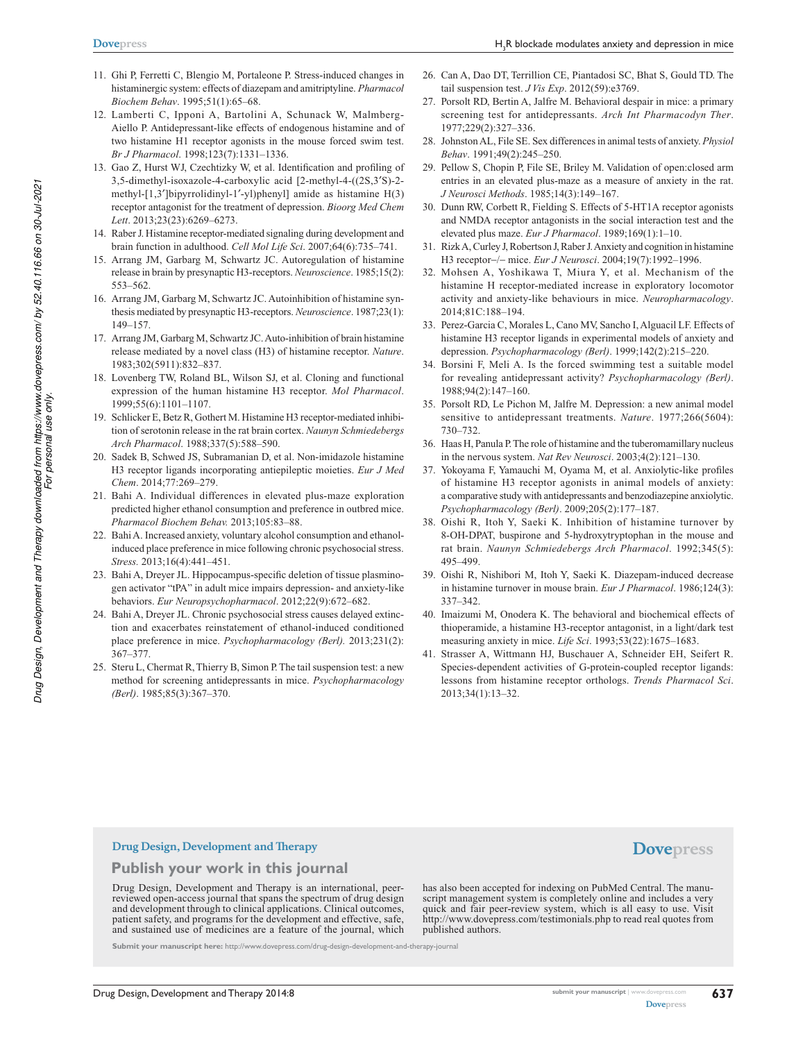11. Ghi P, Ferretti C, Blengio M, Portaleone P. Stress-induced changes in histaminergic system: effects of diazepam and amitriptyline. *Pharmacol Biochem Behav*. 1995;51(1):65–68.
12. Lamberti C, Ipponi A, Bartolini A, Schunack W, Malmberg-Aiello P. Antidepressant-like effects of endogenous histamine and of two histamine H1 receptor agonists in the mouse forced swim test. *Br J Pharmacol*. 1998;123(7):1331–1336.
13. Gao Z, Hurst WJ, Czechtizky W, et al. Identification and profiling of 3,5-dimethyl-isoxazole-4-carboxylic acid [2-methyl-4-((2S,3′S)-2-methyl-[1,3′]bipyrrolidinyl-1′-yl)phenyl] amide as histamine H(3) receptor antagonist for the treatment of depression. *Bioorg Med Chem Lett*. 2013;23(23):6269–6273.
14. Raber J. Histamine receptor-mediated signaling during development and brain function in adulthood. *Cell Mol Life Sci*. 2007;64(6):735–741.
15. Arrang JM, Garbarg M, Schwartz JC. Autoregulation of histamine release in brain by presynaptic H3-receptors. *Neuroscience*. 1985;15(2):553–562.
16. Arrang JM, Garbarg M, Schwartz JC. Autoinhibition of histamine synthesis mediated by presynaptic H3-receptors. *Neuroscience*. 1987;23(1):149–157.
17. Arrang JM, Garbarg M, Schwartz JC. Auto-inhibition of brain histamine release mediated by a novel class (H3) of histamine receptor. *Nature*. 1983;302(5911):832–837.
18. Lovenberg TW, Roland BL, Wilson SJ, et al. Cloning and functional expression of the human histamine H3 receptor. *Mol Pharmacol*. 1999;55(6):1101–1107.
19. Schlicker E, Betz R, Gothert M. Histamine H3 receptor-mediated inhibition of serotonin release in the rat brain cortex. *Naunyn Schmiedebergs Arch Pharmacol*. 1988;337(5):588–590.
20. Sadek B, Schwed JS, Subramanian D, et al. Non-imidazole histamine H3 receptor ligands incorporating antiepileptic moieties. *Eur J Med Chem*. 2014;77:269–279.
21. Bahi A. Individual differences in elevated plus-maze exploration predicted higher ethanol consumption and preference in outbred mice. *Pharmacol Biochem Behav.* 2013;105:83–88.
22. Bahi A. Increased anxiety, voluntary alcohol consumption and ethanol-induced place preference in mice following chronic psychosocial stress. *Stress.* 2013;16(4):441–451.
23. Bahi A, Dreyer JL. Hippocampus-specific deletion of tissue plasminogen activator "tPA" in adult mice impairs depression- and anxiety-like behaviors. *Eur Neuropsychopharmacol*. 2012;22(9):672–682.
24. Bahi A, Dreyer JL. Chronic psychosocial stress causes delayed extinction and exacerbates reinstatement of ethanol-induced conditioned place preference in mice. *Psychopharmacology (Berl).* 2013;231(2):367–377.
25. Steru L, Chermat R, Thierry B, Simon P. The tail suspension test: a new method for screening antidepressants in mice. *Psychopharmacology (Berl)*. 1985;85(3):367–370.
26. Can A, Dao DT, Terrillion CE, Piantadosi SC, Bhat S, Gould TD. The tail suspension test. *J Vis Exp*. 2012(59):e3769.
27. Porsolt RD, Bertin A, Jalfre M. Behavioral despair in mice: a primary screening test for antidepressants. *Arch Int Pharmacodyn Ther*. 1977;229(2):327–336.
28. Johnston AL, File SE. Sex differences in animal tests of anxiety. *Physiol Behav*. 1991;49(2):245–250.
29. Pellow S, Chopin P, File SE, Briley M. Validation of open:closed arm entries in an elevated plus-maze as a measure of anxiety in the rat. *J Neurosci Methods*. 1985;14(3):149–167.
30. Dunn RW, Corbett R, Fielding S. Effects of 5-HT1A receptor agonists and NMDA receptor antagonists in the social interaction test and the elevated plus maze. *Eur J Pharmacol*. 1989;169(1):1–10.
31. Rizk A, Curley J, Robertson J, Raber J. Anxiety and cognition in histamine H3 receptor–/– mice. *Eur J Neurosci*. 2004;19(7):1992–1996.
32. Mohsen A, Yoshikawa T, Miura Y, et al. Mechanism of the histamine H receptor-mediated increase in exploratory locomotor activity and anxiety-like behaviours in mice. *Neuropharmacology*. 2014;81C:188–194.
33. Perez-Garcia C, Morales L, Cano MV, Sancho I, Alguacil LF. Effects of histamine H3 receptor ligands in experimental models of anxiety and depression. *Psychopharmacology (Berl)*. 1999;142(2):215–220.
34. Borsini F, Meli A. Is the forced swimming test a suitable model for revealing antidepressant activity? *Psychopharmacology (Berl)*. 1988;94(2):147–160.
35. Porsolt RD, Le Pichon M, Jalfre M. Depression: a new animal model sensitive to antidepressant treatments. *Nature*. 1977;266(5604):730–732.
36. Haas H, Panula P. The role of histamine and the tuberomamillary nucleus in the nervous system. *Nat Rev Neurosci*. 2003;4(2):121–130.
37. Yokoyama F, Yamauchi M, Oyama M, et al. Anxiolytic-like profiles of histamine H3 receptor agonists in animal models of anxiety: a comparative study with antidepressants and benzodiazepine anxiolytic. *Psychopharmacology (Berl)*. 2009;205(2):177–187.
38. Oishi R, Itoh Y, Saeki K. Inhibition of histamine turnover by 8-OH-DPAT, buspirone and 5-hydroxytryptophan in the mouse and rat brain. *Naunyn Schmiedebergs Arch Pharmacol*. 1992;345(5):495–499.
39. Oishi R, Nishibori M, Itoh Y, Saeki K. Diazepam-induced decrease in histamine turnover in mouse brain. *Eur J Pharmacol*. 1986;124(3):337–342.
40. Imaizumi M, Onodera K. The behavioral and biochemical effects of thioperamide, a histamine H3-receptor antagonist, in a light/dark test measuring anxiety in mice. *Life Sci*. 1993;53(22):1675–1683.
41. Strasser A, Wittmann HJ, Buschauer A, Schneider EH, Seifert R. Species-dependent activities of G-protein-coupled receptor ligands: lessons from histamine receptor orthologs. *Trends Pharmacol Sci*. 2013;34(1):13–32.

**Drug Design, Development and Therapy**

## Publish your work in this journal

Drug Design, Development and Therapy is an international, peer-reviewed open-access journal that spans the spectrum of drug design and development through to clinical applications. Clinical outcomes, patient safety, and programs for the development and effective, safe, and sustained use of medicines are a feature of the journal, which has also been accepted for indexing on PubMed Central. The manuscript management system is completely online and includes a very quick and fair peer-review system, which is all easy to use. Visit http://www.dovepress.com/testimonials.php to read real quotes from published authors.

**Submit your manuscript here:** http://www.dovepress.com/drug-design-development-and-therapy-journal